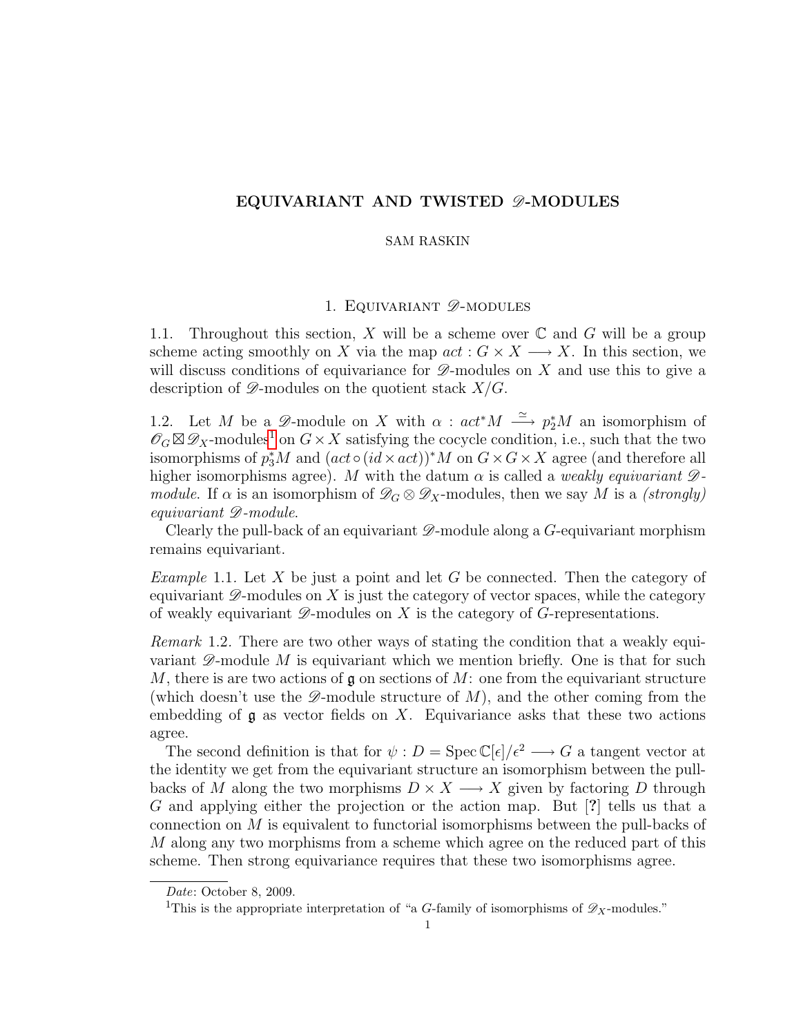# EQUIVARIANT AND TWISTED $\mathscr{D}$-MODULES

SAM RASKIN

## 1. Equivariant $\mathscr{D}$-modules

1.1. Throughout this section, $X$ will be a scheme over $\mathbb{C}$ and $G$ will be a group scheme acting smoothly on $X$ via the map $act : G \times X \longrightarrow X$. In this section, we will discuss conditions of equivariance for $\mathscr{D}$-modules on $X$ and use this to give a description of $\mathscr{D}$-modules on the quotient stack $X/G$.

1.2. Let $M$ be a $\mathscr{D}$-module on $X$ with $\alpha : act^*M \xrightarrow{\simeq} p_2^*M$ an isomorphism of $\mathscr{O}_G \boxtimes \mathscr{D}_X$-modules[1] on $G \times X$ satisfying the cocycle condition, i.e., such that the two isomorphisms of $p_3^*M$ and $(act \circ (id \times act))^*M$ on $G \times G \times X$ agree (and therefore all higher isomorphisms agree). $M$ with the datum $\alpha$ is called a *weakly equivariant $\mathscr{D}$-module*. If $\alpha$ is an isomorphism of $\mathscr{D}_G \otimes \mathscr{D}_X$-modules, then we say $M$ is a *(strongly) equivariant $\mathscr{D}$-module*.

Clearly the pull-back of an equivariant $\mathscr{D}$-module along a $G$-equivariant morphism remains equivariant.

*Example* 1.1. Let $X$ be just a point and let $G$ be connected. Then the category of equivariant $\mathscr{D}$-modules on $X$ is just the category of vector spaces, while the category of weakly equivariant $\mathscr{D}$-modules on $X$ is the category of $G$-representations.

*Remark* 1.2. There are two other ways of stating the condition that a weakly equivariant $\mathscr{D}$-module $M$ is equivariant which we mention briefly. One is that for such $M$, there is are two actions of $\mathfrak{g}$ on sections of $M$: one from the equivariant structure (which doesn't use the $\mathscr{D}$-module structure of $M$), and the other coming from the embedding of $\mathfrak{g}$ as vector fields on $X$. Equivariance asks that these two actions agree.

The second definition is that for $\psi : D = \operatorname{Spec} \mathbb{C}[\epsilon]/\epsilon^2 \longrightarrow G$ a tangent vector at the identity we get from the equivariant structure an isomorphism between the pull-backs of $M$ along the two morphisms $D \times X \longrightarrow X$ given by factoring $D$ through $G$ and applying either the projection or the action map. But [?] tells us that a connection on $M$ is equivalent to functorial isomorphisms between the pull-backs of $M$ along any two morphisms from a scheme which agree on the reduced part of this scheme. Then strong equivariance requires that these two isomorphisms agree.

*Date*: October 8, 2009.

[1]This is the appropriate interpretation of "a $G$-family of isomorphisms of $\mathscr{D}_X$-modules."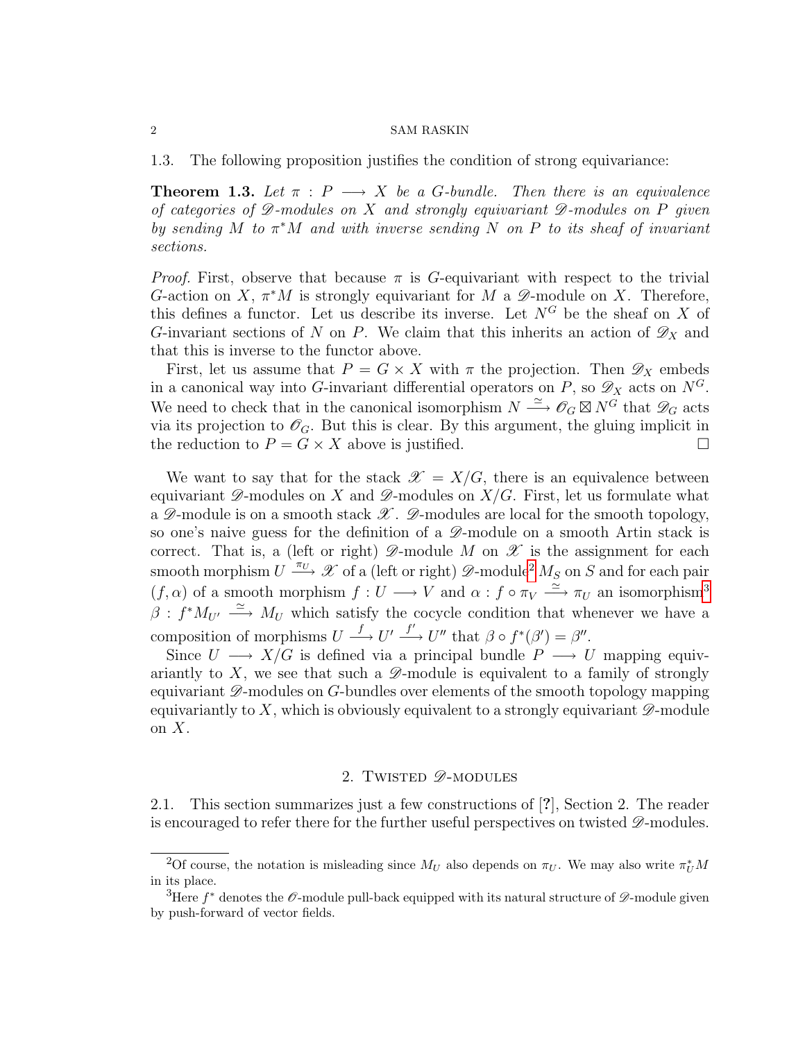1.3. The following proposition justifies the condition of strong equivariance:

**Theorem 1.3.** *Let $\pi : P \longrightarrow X$ be a $G$-bundle. Then there is an equivalence of categories of $\mathscr{D}$-modules on $X$ and strongly equivariant $\mathscr{D}$-modules on $P$ given by sending $M$ to $\pi^*M$ and with inverse sending $N$ on $P$ to its sheaf of invariant sections.*

*Proof.* First, observe that because $\pi$ is $G$-equivariant with respect to the trivial $G$-action on $X$, $\pi^*M$ is strongly equivariant for $M$ a $\mathscr{D}$-module on $X$. Therefore, this defines a functor. Let us describe its inverse. Let $N^G$ be the sheaf on $X$ of $G$-invariant sections of $N$ on $P$. We claim that this inherits an action of $\mathscr{D}_X$ and that this is inverse to the functor above.

First, let us assume that $P = G \times X$ with $\pi$ the projection. Then $\mathscr{D}_X$ embeds in a canonical way into $G$-invariant differential operators on $P$, so $\mathscr{D}_X$ acts on $N^G$. We need to check that in the canonical isomorphism $N \xrightarrow{\simeq} \mathscr{O}_G \boxtimes N^G$ that $\mathscr{D}_G$ acts via its projection to $\mathscr{O}_G$. But this is clear. By this argument, the gluing implicit in the reduction to $P = G \times X$ above is justified. $\square$

We want to say that for the stack $\mathscr{X} = X/G$, there is an equivalence between equivariant $\mathscr{D}$-modules on $X$ and $\mathscr{D}$-modules on $X/G$. First, let us formulate what a $\mathscr{D}$-module is on a smooth stack $\mathscr{X}$. $\mathscr{D}$-modules are local for the smooth topology, so one's naive guess for the definition of a $\mathscr{D}$-module on a smooth Artin stack is correct. That is, a (left or right) $\mathscr{D}$-module $M$ on $\mathscr{X}$ is the assignment for each smooth morphism $U \xrightarrow{\pi_U} \mathscr{X}$ of a (left or right) $\mathscr{D}$-module[2] $M_S$ on $S$ and for each pair $(f, \alpha)$ of a smooth morphism $f : U \longrightarrow V$ and $\alpha : f \circ \pi_V \xrightarrow{\simeq} \pi_U$ an isomorphism[3] $\beta : f^*M_{U'} \xrightarrow{\simeq} M_U$ which satisfy the cocycle condition that whenever we have a composition of morphisms $U \xrightarrow{f} U' \xrightarrow{f'} U''$ that $\beta \circ f^*(\beta') = \beta''$.

Since $U \longrightarrow X/G$ is defined via a principal bundle $P \longrightarrow U$ mapping equivariantly to $X$, we see that such a $\mathscr{D}$-module is equivalent to a family of strongly equivariant $\mathscr{D}$-modules on $G$-bundles over elements of the smooth topology mapping equivariantly to $X$, which is obviously equivalent to a strongly equivariant $\mathscr{D}$-module on $X$.

## 2. Twisted $\mathscr{D}$-modules

2.1. This section summarizes just a few constructions of [?], Section 2. The reader is encouraged to refer there for the further useful perspectives on twisted $\mathscr{D}$-modules.

---

[2] Of course, the notation is misleading since $M_U$ also depends on $\pi_U$. We may also write $\pi_U^*M$ in its place.

[3] Here $f^*$ denotes the $\mathscr{O}$-module pull-back equipped with its natural structure of $\mathscr{D}$-module given by push-forward of vector fields.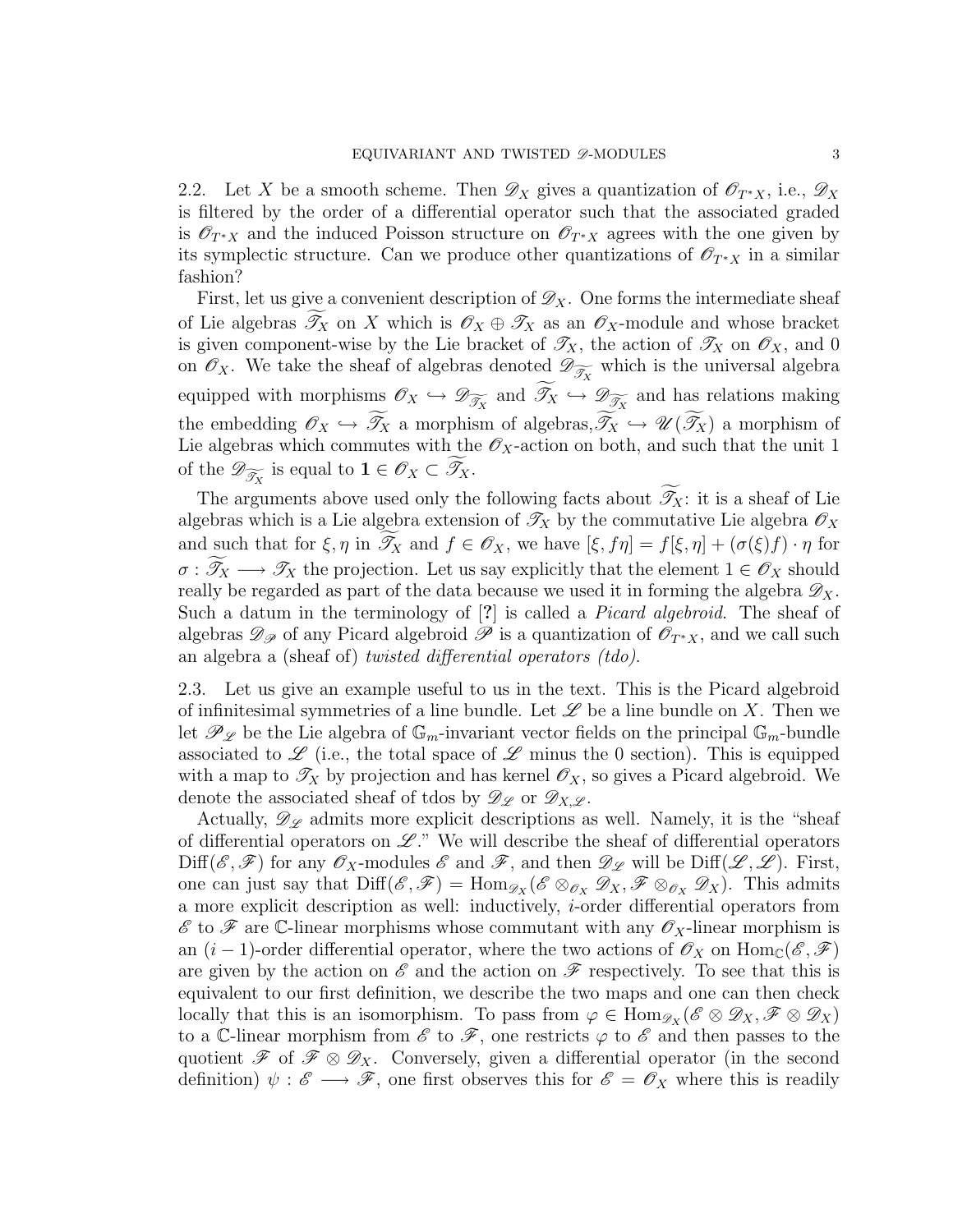2.2. Let $X$ be a smooth scheme. Then $\mathscr{D}_X$ gives a quantization of $\mathscr{O}_{T^*X}$, i.e., $\mathscr{D}_X$ is filtered by the order of a differential operator such that the associated graded is $\mathscr{O}_{T^*X}$ and the induced Poisson structure on $\mathscr{O}_{T^*X}$ agrees with the one given by its symplectic structure. Can we produce other quantizations of $\mathscr{O}_{T^*X}$ in a similar fashion?

First, let us give a convenient description of $\mathscr{D}_X$. One forms the intermediate sheaf of Lie algebras $\widetilde{\mathscr{T}_X}$ on $X$ which is $\mathscr{O}_X \oplus \mathscr{T}_X$ as an $\mathscr{O}_X$-module and whose bracket is given component-wise by the Lie bracket of $\mathscr{T}_X$, the action of $\mathscr{T}_X$ on $\mathscr{O}_X$, and 0 on $\mathscr{O}_X$. We take the sheaf of algebras denoted $\mathscr{D}_{\widetilde{\mathscr{T}_X}}$ which is the universal algebra equipped with morphisms $\mathscr{O}_X \hookrightarrow \mathscr{D}_{\widetilde{\mathscr{T}_X}}$ and $\widetilde{\mathscr{T}_X} \hookrightarrow \mathscr{D}_{\widetilde{\mathscr{T}_X}}$ and has relations making the embedding $\mathscr{O}_X \hookrightarrow \widetilde{\mathscr{T}_X}$ a morphism of algebras, $\widetilde{\mathscr{T}_X} \hookrightarrow \mathscr{U}(\widetilde{\mathscr{T}_X})$ a morphism of Lie algebras which commutes with the $\mathscr{O}_X$-action on both, and such that the unit 1 of the $\mathscr{D}_{\widetilde{\mathscr{T}_X}}$ is equal to $\mathbf{1} \in \mathscr{O}_X \subset \widetilde{\mathscr{T}_X}$.

The arguments above used only the following facts about $\widetilde{\mathscr{T}_X}$: it is a sheaf of Lie algebras which is a Lie algebra extension of $\mathscr{T}_X$ by the commutative Lie algebra $\mathscr{O}_X$ and such that for $\xi, \eta$ in $\widetilde{\mathscr{T}_X}$ and $f \in \mathscr{O}_X$, we have $[\xi, f\eta] = f[\xi, \eta] + (\sigma(\xi)f) \cdot \eta$ for $\sigma : \widetilde{\mathscr{T}_X} \longrightarrow \mathscr{T}_X$ the projection. Let us say explicitly that the element $1 \in \mathscr{O}_X$ should really be regarded as part of the data because we used it in forming the algebra $\mathscr{D}_X$. Such a datum in the terminology of [?] is called a *Picard algebroid*. The sheaf of algebras $\mathscr{D}_{\mathscr{P}}$ of any Picard algebroid $\mathscr{P}$ is a quantization of $\mathscr{O}_{T^*X}$, and we call such an algebra a (sheaf of) *twisted differential operators (tdo)*.

2.3. Let us give an example useful to us in the text. This is the Picard algebroid of infinitesimal symmetries of a line bundle. Let $\mathscr{L}$ be a line bundle on $X$. Then we let $\mathscr{P}_{\mathscr{L}}$ be the Lie algebra of $\mathbb{G}_m$-invariant vector fields on the principal $\mathbb{G}_m$-bundle associated to $\mathscr{L}$ (i.e., the total space of $\mathscr{L}$ minus the 0 section). This is equipped with a map to $\mathscr{T}_X$ by projection and has kernel $\mathscr{O}_X$, so gives a Picard algebroid. We denote the associated sheaf of tdos by $\mathscr{D}_{\mathscr{L}}$ or $\mathscr{D}_{X,\mathscr{L}}$.

Actually, $\mathscr{D}_{\mathscr{L}}$ admits more explicit descriptions as well. Namely, it is the "sheaf of differential operators on $\mathscr{L}$." We will describe the sheaf of differential operators $\mathrm{Diff}(\mathscr{E}, \mathscr{F})$ for any $\mathscr{O}_X$-modules $\mathscr{E}$ and $\mathscr{F}$, and then $\mathscr{D}_{\mathscr{L}}$ will be $\mathrm{Diff}(\mathscr{L}, \mathscr{L})$. First, one can just say that $\mathrm{Diff}(\mathscr{E}, \mathscr{F}) = \mathrm{Hom}_{\mathscr{D}_X}(\mathscr{E} \otimes_{\mathscr{O}_X} \mathscr{D}_X, \mathscr{F} \otimes_{\mathscr{O}_X} \mathscr{D}_X)$. This admits a more explicit description as well: inductively, $i$-order differential operators from $\mathscr{E}$ to $\mathscr{F}$ are $\mathbb{C}$-linear morphisms whose commutant with any $\mathscr{O}_X$-linear morphism is an $(i-1)$-order differential operator, where the two actions of $\mathscr{O}_X$ on $\mathrm{Hom}_{\mathbb{C}}(\mathscr{E}, \mathscr{F})$ are given by the action on $\mathscr{E}$ and the action on $\mathscr{F}$ respectively. To see that this is equivalent to our first definition, we describe the two maps and one can then check locally that this is an isomorphism. To pass from $\varphi \in \mathrm{Hom}_{\mathscr{D}_X}(\mathscr{E} \otimes \mathscr{D}_X, \mathscr{F} \otimes \mathscr{D}_X)$ to a $\mathbb{C}$-linear morphism from $\mathscr{E}$ to $\mathscr{F}$, one restricts $\varphi$ to $\mathscr{E}$ and then passes to the quotient $\mathscr{F}$ of $\mathscr{F} \otimes \mathscr{D}_X$. Conversely, given a differential operator (in the second definition) $\psi : \mathscr{E} \longrightarrow \mathscr{F}$, one first observes this for $\mathscr{E} = \mathscr{O}_X$ where this is readily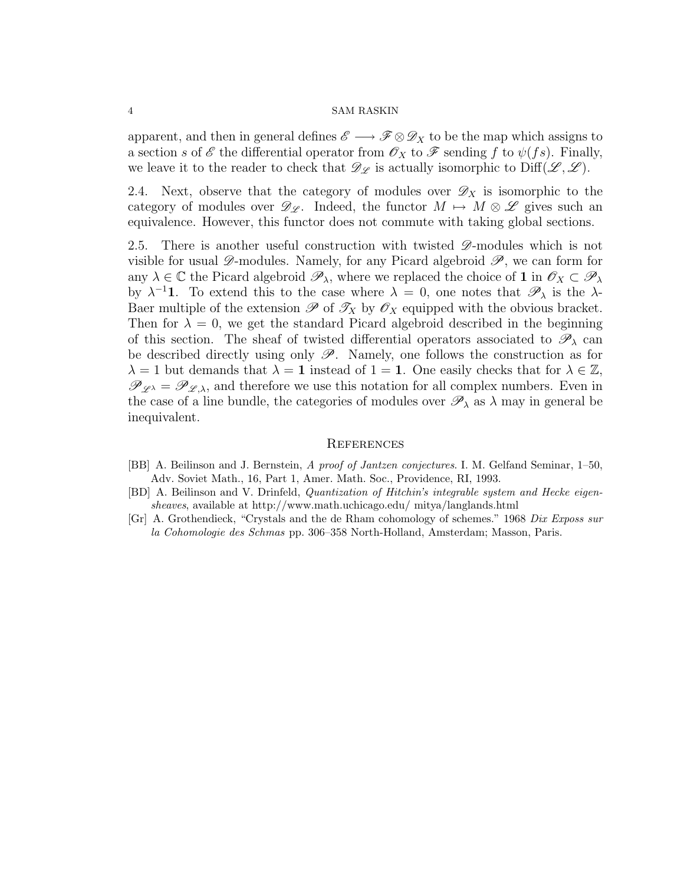apparent, and then in general defines $\mathscr{E} \longrightarrow \mathscr{F} \otimes \mathscr{D}_X$ to be the map which assigns to a section $s$ of $\mathscr{E}$ the differential operator from $\mathscr{O}_X$ to $\mathscr{F}$ sending $f$ to $\psi(fs)$. Finally, we leave it to the reader to check that $\mathscr{D}_{\mathscr{L}}$ is actually isomorphic to $\mathrm{Diff}(\mathscr{L}, \mathscr{L})$.

2.4. Next, observe that the category of modules over $\mathscr{D}_X$ is isomorphic to the category of modules over $\mathscr{D}_{\mathscr{L}}$. Indeed, the functor $M \mapsto M \otimes \mathscr{L}$ gives such an equivalence. However, this functor does not commute with taking global sections.

2.5. There is another useful construction with twisted $\mathscr{D}$-modules which is not visible for usual $\mathscr{D}$-modules. Namely, for any Picard algebroid $\mathscr{P}$, we can form for any $\lambda \in \mathbb{C}$ the Picard algebroid $\mathscr{P}_\lambda$, where we replaced the choice of $\mathbf{1}$ in $\mathscr{O}_X \subset \mathscr{P}_\lambda$ by $\lambda^{-1}\mathbf{1}$. To extend this to the case where $\lambda = 0$, one notes that $\mathscr{P}_\lambda$ is the $\lambda$-Baer multiple of the extension $\mathscr{P}$ of $\mathscr{T}_X$ by $\mathscr{O}_X$ equipped with the obvious bracket. Then for $\lambda = 0$, we get the standard Picard algebroid described in the beginning of this section. The sheaf of twisted differential operators associated to $\mathscr{P}_\lambda$ can be described directly using only $\mathscr{P}$. Namely, one follows the construction as for $\lambda = 1$ but demands that $\lambda = \mathbf{1}$ instead of $1 = \mathbf{1}$. One easily checks that for $\lambda \in \mathbb{Z}$, $\mathscr{P}_{\mathscr{L}^\lambda} = \mathscr{P}_{\mathscr{L},\lambda}$, and therefore we use this notation for all complex numbers. Even in the case of a line bundle, the categories of modules over $\mathscr{P}_\lambda$ as $\lambda$ may in general be inequivalent.

## References

[BB] A. Beilinson and J. Bernstein, *A proof of Jantzen conjectures*. I. M. Gelfand Seminar, 1–50, Adv. Soviet Math., 16, Part 1, Amer. Math. Soc., Providence, RI, 1993.

[BD] A. Beilinson and V. Drinfeld, *Quantization of Hitchin's integrable system and Hecke eigensheaves*, available at http://www.math.uchicago.edu/ mitya/langlands.html

[Gr] A. Grothendieck, "Crystals and the de Rham cohomology of schemes." 1968 *Dix Exposs sur la Cohomologie des Schmas* pp. 306–358 North-Holland, Amsterdam; Masson, Paris.